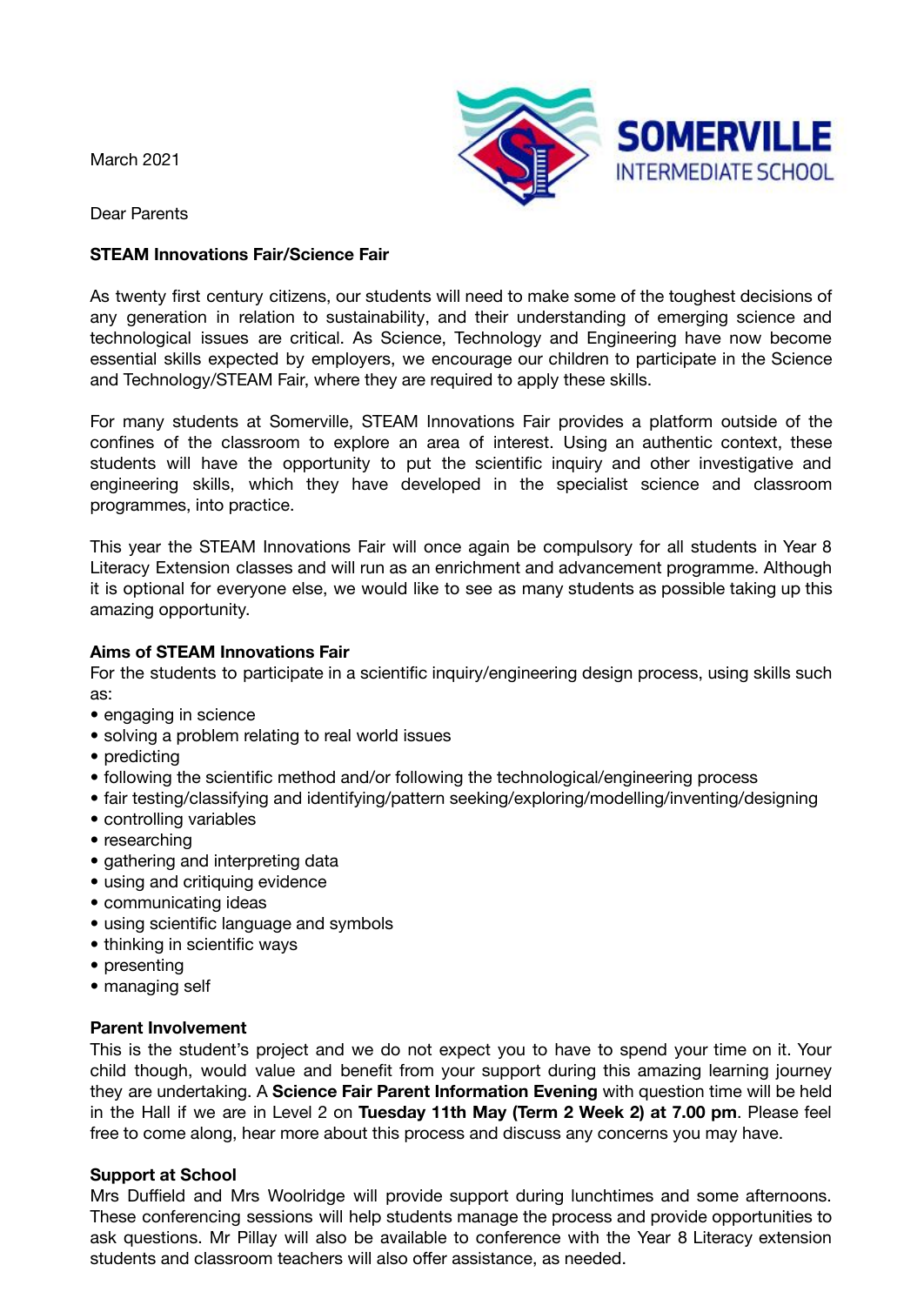March 2021

SOMERVILLE INTERMEDIATE SCHOOL

Dear Parents

**STEAM Innovations Fair/Science Fair**

As twenty first century citizens, our students will need to make some of the toughest decisions of any generation in relation to sustainability, and their understanding of emerging science and technological issues are critical. As Science, Technology and Engineering have now become essential skills expected by employers, we encourage our children to participate in the Science and Technology/STEAM Fair, where they are required to apply these skills.

For many students at Somerville, STEAM Innovations Fair provides a platform outside of the confines of the classroom to explore an area of interest. Using an authentic context, these students will have the opportunity to put the scientific inquiry and other investigative and engineering skills, which they have developed in the specialist science and classroom programmes, into practice.

This year the STEAM Innovations Fair will once again be compulsory for all students in Year 8 Literacy Extension classes and will run as an enrichment and advancement programme. Although it is optional for everyone else, we would like to see as many students as possible taking up this amazing opportunity.

**Aims of STEAM Innovations Fair**

For the students to participate in a scientific inquiry/engineering design process, using skills such as:

- engaging in science
- solving a problem relating to real world issues
- predicting
- following the scientific method and/or following the technological/engineering process
- fair testing/classifying and identifying/pattern seeking/exploring/modelling/inventing/designing
- controlling variables
- researching
- gathering and interpreting data
- using and critiquing evidence
- communicating ideas
- using scientific language and symbols
- thinking in scientific ways
- presenting
- managing self

**Parent Involvement**

This is the student's project and we do not expect you to have to spend your time on it. Your child though, would value and benefit from your support during this amazing learning journey they are undertaking. A **Science Fair Parent Information Evening** with question time will be held in the Hall if we are in Level 2 on **Tuesday 11th May (Term 2 Week 2) at 7.00 pm**. Please feel free to come along, hear more about this process and discuss any concerns you may have.

**Support at School**

Mrs Duffield and Mrs Woolridge will provide support during lunchtimes and some afternoons. These conferencing sessions will help students manage the process and provide opportunities to ask questions. Mr Pillay will also be available to conference with the Year 8 Literacy extension students and classroom teachers will also offer assistance, as needed.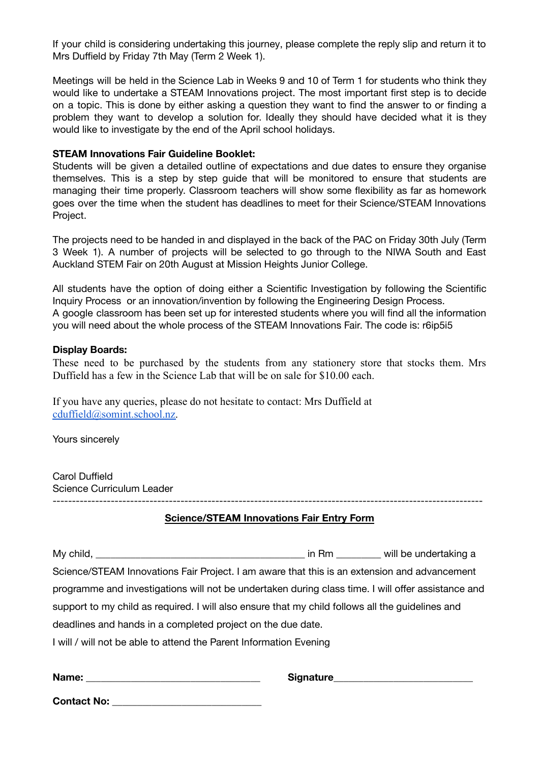If your child is considering undertaking this journey, please complete the reply slip and return it to Mrs Duffield by Friday 7th May (Term 2 Week 1).

Meetings will be held in the Science Lab in Weeks 9 and 10 of Term 1 for students who think they would like to undertake a STEAM Innovations project. The most important first step is to decide on a topic. This is done by either asking a question they want to find the answer to or finding a problem they want to develop a solution for. Ideally they should have decided what it is they would like to investigate by the end of the April school holidays.

**STEAM Innovations Fair Guideline Booklet:**
Students will be given a detailed outline of expectations and due dates to ensure they organise themselves. This is a step by step guide that will be monitored to ensure that students are managing their time properly. Classroom teachers will show some flexibility as far as homework goes over the time when the student has deadlines to meet for their Science/STEAM Innovations Project.

The projects need to be handed in and displayed in the back of the PAC on Friday 30th July (Term 3 Week 1). A number of projects will be selected to go through to the NIWA South and East Auckland STEM Fair on 20th August at Mission Heights Junior College.

All students have the option of doing either a Scientific Investigation by following the Scientific Inquiry Process or an innovation/invention by following the Engineering Design Process.
A google classroom has been set up for interested students where you will find all the information you will need about the whole process of the STEAM Innovations Fair. The code is: r6ip5i5

**Display Boards:**
These need to be purchased by the students from any stationery store that stocks them. Mrs Duffield has a few in the Science Lab that will be on sale for $10.00 each.

If you have any queries, please do not hesitate to contact: Mrs Duffield at [cduffield@somint.school.nz](mailto:cduffield@somint.school.nz).

Yours sincerely

Carol Duffield
Science Curriculum Leader

---

**Science/STEAM Innovations Fair Entry Form**

My child, ________________________________________ in Rm ________ will be undertaking a Science/STEAM Innovations Fair Project. I am aware that this is an extension and advancement programme and investigations will not be undertaken during class time. I will offer assistance and support to my child as required. I will also ensure that my child follows all the guidelines and deadlines and hands in a completed project on the due date.

I will / will not be able to attend the Parent Information Evening

**Name:** _________________________________ **Signature**_________________________

**Contact No:** ____________________________